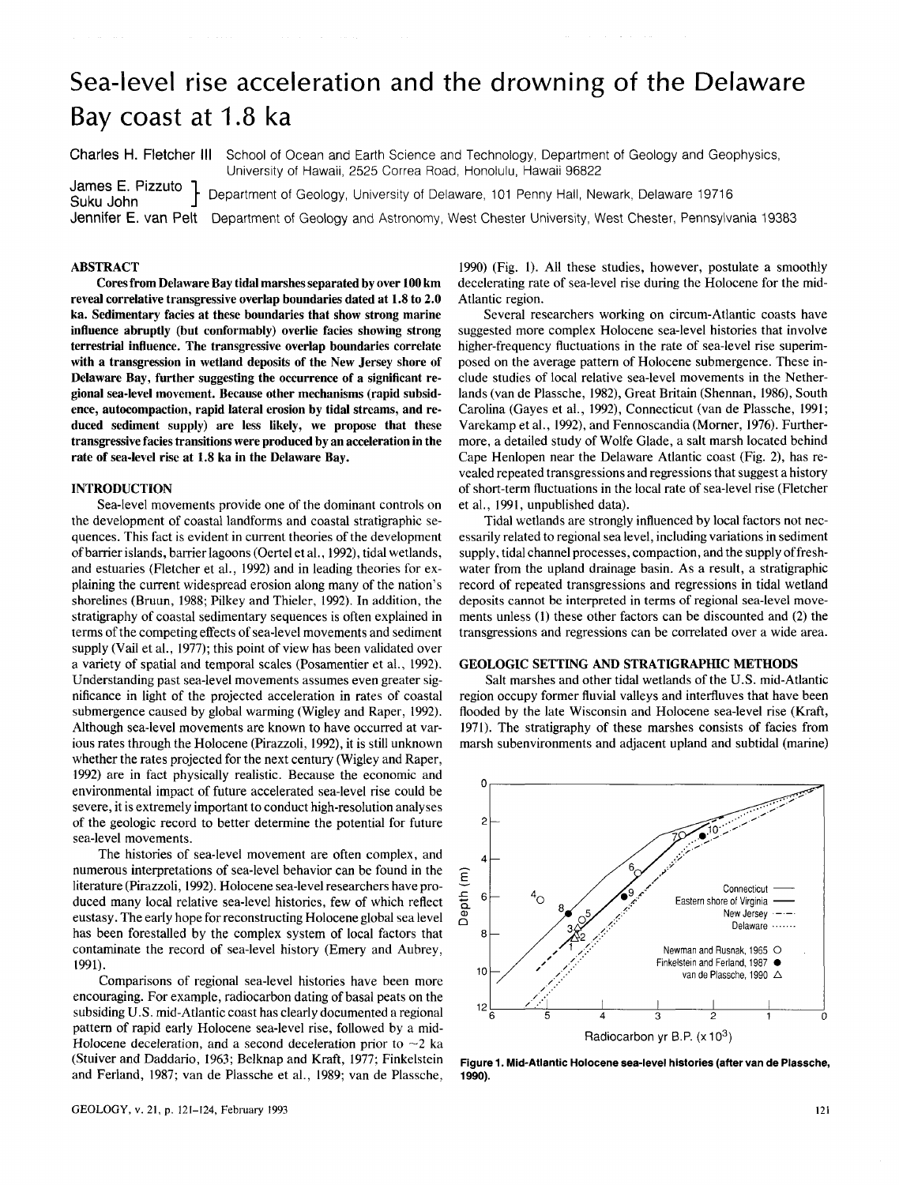# Sea-level rise acceleration and the drowning of the Delaware Bay coast at 1.8 ka

**Charles H. Fletcher III** School of Ocean and Earth Science and Technology, Department of Geology and Geophysics, University of Hawaii, 2525 Correa Road, Honolulu, Hawaii 96822

**James E. Pizzuto**, **Suku John** Department of Geology, University of Delaware, 101 Penny Hall, Newark, Delaware 19716

**Jennifer E. van Pelt** Department of Geology and Astronomy, West Chester University, West Chester, Pennsylvania 19383

## ABSTRACT

**Cores from Delaware Bay tidal marshes separated by over 100 km reveal correlative transgressive overlap boundaries dated at 1.8 to 2.0 ka. Sedimentary facies at these boundaries that show strong marine influence abruptly (but conformably) overlie facies showing strong terrestrial influence. The transgressive overlap boundaries correlate with a transgression in wetland deposits of the New Jersey shore of Delaware Bay, further suggesting the occurrence of a significant regional sea-level movement. Because other mechanisms (rapid subsidence, autocompaction, rapid lateral erosion by tidal streams, and reduced sediment supply) are less likely, we propose that these transgressive facies transitions were produced by an acceleration in the rate of sea-level rise at 1.8 ka in the Delaware Bay.**

## INTRODUCTION

Sea-level movements provide one of the dominant controls on the development of coastal landforms and coastal stratigraphic sequences. This fact is evident in current theories of the development of barrier islands, barrier lagoons (Oertel et al., 1992), tidal wetlands, and estuaries (Fletcher et al., 1992) and in leading theories for explaining the current widespread erosion along many of the nation's shorelines (Bruun, 1988; Pilkey and Thieler, 1992). In addition, the stratigraphy of coastal sedimentary sequences is often explained in terms of the competing effects of sea-level movements and sediment supply (Vail et al., 1977); this point of view has been validated over a variety of spatial and temporal scales (Posamentier et al., 1992). Understanding past sea-level movements assumes even greater significance in light of the projected acceleration in rates of coastal submergence caused by global warming (Wigley and Raper, 1992). Although sea-level movements are known to have occurred at various rates through the Holocene (Pirazzoli, 1992), it is still unknown whether the rates projected for the next century (Wigley and Raper, 1992) are in fact physically realistic. Because the economic and environmental impact of future accelerated sea-level rise could be severe, it is extremely important to conduct high-resolution analyses of the geologic record to better determine the potential for future sea-level movements.

The histories of sea-level movement are often complex, and numerous interpretations of sea-level behavior can be found in the literature (Pirazzoli, 1992). Holocene sea-level researchers have produced many local relative sea-level histories, few of which reflect eustasy. The early hope for reconstructing Holocene global sea level has been forestalled by the complex system of local factors that contaminate the record of sea-level history (Emery and Aubrey, 1991).

Comparisons of regional sea-level histories have been more encouraging. For example, radiocarbon dating of basal peats on the subsiding U.S. mid-Atlantic coast has clearly documented a regional pattern of rapid early Holocene sea-level rise, followed by a mid-Holocene deceleration, and a second deceleration prior to ~2 ka (Stuiver and Daddario, 1963; Belknap and Kraft, 1977; Finkelstein and Ferland, 1987; van de Plassche et al., 1989; van de Plassche, 1990) (Fig. 1). All these studies, however, postulate a smoothly decelerating rate of sea-level rise during the Holocene for the mid-Atlantic region.

Several researchers working on circum-Atlantic coasts have suggested more complex Holocene sea-level histories that involve higher-frequency fluctuations in the rate of sea-level rise superimposed on the average pattern of Holocene submergence. These include studies of local relative sea-level movements in the Netherlands (van de Plassche, 1982), Great Britain (Shennan, 1986), South Carolina (Gayes et al., 1992), Connecticut (van de Plassche, 1991; Varekamp et al., 1992), and Fennoscandia (Morner, 1976). Furthermore, a detailed study of Wolfe Glade, a salt marsh located behind Cape Henlopen near the Delaware Atlantic coast (Fig. 2), has revealed repeated transgressions and regressions that suggest a history of short-term fluctuations in the local rate of sea-level rise (Fletcher et al., 1991, unpublished data).

Tidal wetlands are strongly influenced by local factors not necessarily related to regional sea level, including variations in sediment supply, tidal channel processes, compaction, and the supply of freshwater from the upland drainage basin. As a result, a stratigraphic record of repeated transgressions and regressions in tidal wetland deposits cannot be interpreted in terms of regional sea-level movements unless (1) these other factors can be discounted and (2) the transgressions and regressions can be correlated over a wide area.

## GEOLOGIC SETTING AND STRATIGRAPHIC METHODS

Salt marshes and other tidal wetlands of the U.S. mid-Atlantic region occupy former fluvial valleys and interfluves that have been flooded by the late Wisconsin and Holocene sea-level rise (Kraft, 1971). The stratigraphy of these marshes consists of facies from marsh subenvironments and adjacent upland and subtidal (marine)

**Figure 1. Mid-Atlantic Holocene sea-level histories (after van de Plassche, 1990).**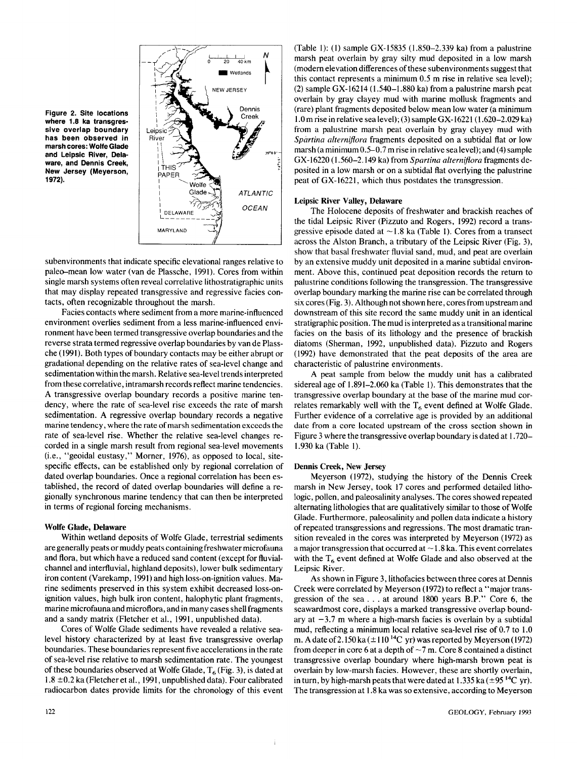Figure 2. Site locations where 1.8 ka transgressive overlap boundary has been observed in marsh cores: Wolfe Glade and Leipsic River, Delaware, and Dennis Creek, New Jersey (Meyerson, 1972).

subenvironments that indicate specific elevational ranges relative to paleo–mean low water (van de Plassche, 1991). Cores from within single marsh systems often reveal correlative lithostratigraphic units that may display repeated transgressive and regressive facies contacts, often recognizable throughout the marsh.

Facies contacts where sediment from a more marine-influenced environment overlies sediment from a less marine-influenced environment have been termed transgressive overlap boundaries and the reverse strata termed regressive overlap boundaries by van de Plassche (1991). Both types of boundary contacts may be either abrupt or gradational depending on the relative rates of sea-level change and sedimentation within the marsh. Relative sea-level trends interpreted from these correlative, intramarsh records reflect marine tendencies. A transgressive overlap boundary records a positive marine tendency, where the rate of sea-level rise exceeds the rate of marsh sedimentation. A regressive overlap boundary records a negative marine tendency, where the rate of marsh sedimentation exceeds the rate of sea-level rise. Whether the relative sea-level changes recorded in a single marsh result from regional sea-level movements (i.e., "geoidal eustasy," Morner, 1976), as opposed to local, site-specific effects, can be established only by regional correlation of dated overlap boundaries. Once a regional correlation has been established, the record of dated overlap boundaries will define a regionally synchronous marine tendency that can then be interpreted in terms of regional forcing mechanisms.

### Wolfe Glade, Delaware

Within wetland deposits of Wolfe Glade, terrestrial sediments are generally peats or muddy peats containing freshwater microfauna and flora, but which have a reduced sand content (except for fluvial-channel and interfluvial, highland deposits), lower bulk sedimentary iron content (Varekamp, 1991) and high loss-on-ignition values. Marine sediments preserved in this system exhibit decreased loss-on-ignition values, high bulk iron content, halophytic plant fragments, marine microfauna and microflora, and in many cases shell fragments and a sandy matrix (Fletcher et al., 1991, unpublished data).

Cores of Wolfe Glade sediments have revealed a relative sea-level history characterized by at least five transgressive overlap boundaries. These boundaries represent five accelerations in the rate of sea-level rise relative to marsh sedimentation rate. The youngest of these boundaries observed at Wolfe Glade, $T_6$ (Fig. 3), is dated at $1.8 \pm 0.2$ ka (Fletcher et al., 1991, unpublished data). Four calibrated radiocarbon dates provide limits for the chronology of this event (Table 1): (1) sample GX-15835 (1.850–2.339 ka) from a palustrine marsh peat overlain by gray silty mud deposited in a low marsh (modern elevation differences of these subenvironments suggest that this contact represents a minimum 0.5 m rise in relative sea level); (2) sample GX-16214 (1.540–1.880 ka) from a palustrine marsh peat overlain by gray clayey mud with marine mollusk fragments and (rare) plant fragments deposited below mean low water (a minimum 1.0 m rise in relative sea level); (3) sample GX-16221 (1.620–2.029 ka) from a palustrine marsh peat overlain by gray clayey mud with *Spartina alterniflora* fragments deposited on a subtidal flat or low marsh (a minimum 0.5–0.7 m rise in relative sea level); and (4) sample GX-16220 (1.560–2.149 ka) from *Spartina alterniflora* fragments deposited in a low marsh or on a subtidal flat overlying the palustrine peat of GX-16221, which thus postdates the transgression.

### Leipsic River Valley, Delaware

The Holocene deposits of freshwater and brackish reaches of the tidal Leipsic River (Pizzuto and Rogers, 1992) record a transgressive episode dated at ~1.8 ka (Table 1). Cores from a transect across the Alston Branch, a tributary of the Leipsic River (Fig. 3), show that basal freshwater fluvial sand, mud, and peat are overlain by an extensive muddy unit deposited in a marine subtidal environment. Above this, continued peat deposition records the return to palustrine conditions following the transgression. The transgressive overlap boundary marking the marine rise can be correlated through six cores (Fig. 3). Although not shown here, cores from upstream and downstream of this site record the same muddy unit in an identical stratigraphic position. The mud is interpreted as a transitional marine facies on the basis of its lithology and the presence of brackish diatoms (Sherman, 1992, unpublished data). Pizzuto and Rogers (1992) have demonstrated that the peat deposits of the area are characteristic of palustrine environments.

A peat sample from below the muddy unit has a calibrated sidereal age of 1.891–2.060 ka (Table 1). This demonstrates that the transgressive overlap boundary at the base of the marine mud correlates remarkably well with the $T_6$ event defined at Wolfe Glade. Further evidence of a correlative age is provided by an additional date from a core located upstream of the cross section shown in Figure 3 where the transgressive overlap boundary is dated at 1.720–1.930 ka (Table 1).

### Dennis Creek, New Jersey

Meyerson (1972), studying the history of the Dennis Creek marsh in New Jersey, took 17 cores and performed detailed lithologic, pollen, and paleosalinity analyses. The cores showed repeated alternating lithologies that are qualitatively similar to those of Wolfe Glade. Furthermore, paleosalinity and pollen data indicate a history of repeated transgressions and regressions. The most dramatic transition revealed in the cores was interpreted by Meyerson (1972) as a major transgression that occurred at ~1.8 ka. This event correlates with the $T_6$ event defined at Wolfe Glade and also observed at the Leipsic River.

As shown in Figure 3, lithofacies between three cores at Dennis Creek were correlated by Meyerson (1972) to reflect a "major transgression of the sea . . . at around 1800 years B.P." Core 6, the seawardmost core, displays a marked transgressive overlap boundary at −3.7 m where a high-marsh facies is overlain by a subtidal mud, reflecting a minimum local relative sea-level rise of 0.7 to 1.0 m. A date of 2.150 ka ($\pm 110$ $^{14}C$ yr) was reported by Meyerson (1972) from deeper in core 6 at a depth of ~7 m. Core 8 contained a distinct transgressive overlap boundary where high-marsh brown peat is overlain by low-marsh facies. However, these are shortly overlain, in turn, by high-marsh peats that were dated at 1.335 ka ($\pm 95$ $^{14}C$ yr). The transgression at 1.8 ka was so extensive, according to Meyerson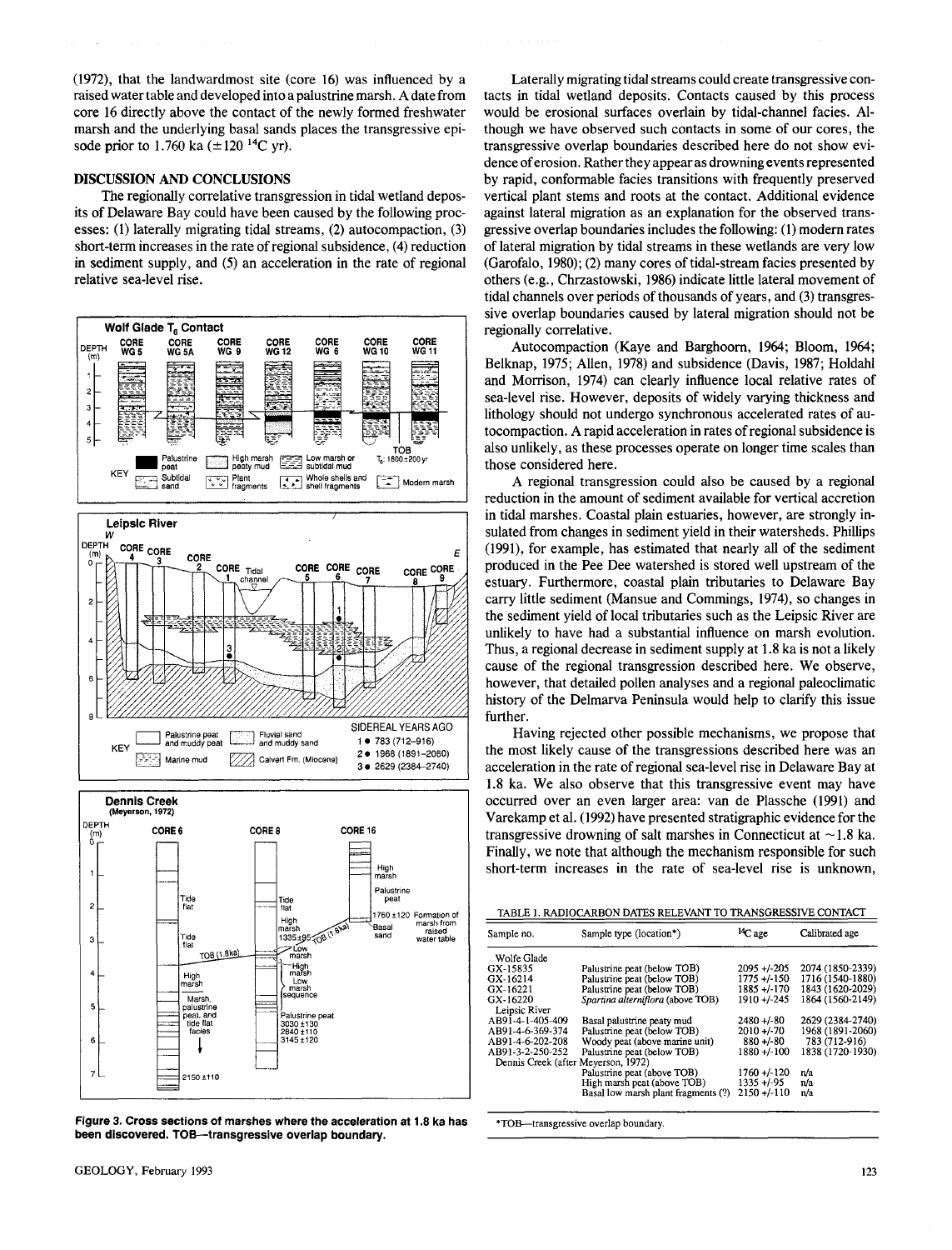(1972), that the landwardmost site (core 16) was influenced by a raised water table and developed into a palustrine marsh. A date from core 16 directly above the contact of the newly formed freshwater marsh and the underlying basal sands places the transgressive episode prior to 1.760 ka ($\pm$120 $^{14}$C yr).

## DISCUSSION AND CONCLUSIONS

The regionally correlative transgression in tidal wetland deposits of Delaware Bay could have been caused by the following processes: (1) laterally migrating tidal streams, (2) autocompaction, (3) short-term increases in the rate of regional subsidence, (4) reduction in sediment supply, and (5) an acceleration in the rate of regional relative sea-level rise.

**Figure 3. Cross sections of marshes where the acceleration at 1.8 ka has been discovered. TOB—transgressive overlap boundary.**

Laterally migrating tidal streams could create transgressive contacts in tidal wetland deposits. Contacts caused by this process would be erosional surfaces overlain by tidal-channel facies. Although we have observed such contacts in some of our cores, the transgressive overlap boundaries described here do not show evidence of erosion. Rather they appear as drowning events represented by rapid, conformable facies transitions with frequently preserved vertical plant stems and roots at the contact. Additional evidence against lateral migration as an explanation for the observed transgressive overlap boundaries includes the following: (1) modern rates of lateral migration by tidal streams in these wetlands are very low (Garofalo, 1980); (2) many cores of tidal-stream facies presented by others (e.g., Chrzastowski, 1986) indicate little lateral movement of tidal channels over periods of thousands of years, and (3) transgressive overlap boundaries caused by lateral migration should not be regionally correlative.

Autocompaction (Kaye and Barghoorn, 1964; Bloom, 1964; Belknap, 1975; Allen, 1978) and subsidence (Davis, 1987; Holdahl and Morrison, 1974) can clearly influence local relative rates of sea-level rise. However, deposits of widely varying thickness and lithology should not undergo synchronous accelerated rates of autocompaction. A rapid acceleration in rates of regional subsidence is also unlikely, as these processes operate on longer time scales than those considered here.

A regional transgression could also be caused by a regional reduction in the amount of sediment available for vertical accretion in tidal marshes. Coastal plain estuaries, however, are strongly insulated from changes in sediment yield in their watersheds. Phillips (1991), for example, has estimated that nearly all of the sediment produced in the Pee Dee watershed is stored well upstream of the estuary. Furthermore, coastal plain tributaries to Delaware Bay carry little sediment (Mansue and Commings, 1974), so changes in the sediment yield of local tributaries such as the Leipsic River are unlikely to have had a substantial influence on marsh evolution. Thus, a regional decrease in sediment supply at 1.8 ka is not a likely cause of the regional transgression described here. We observe, however, that detailed pollen analyses and a regional paleoclimatic history of the Delmarva Peninsula would help to clarify this issue further.

Having rejected other possible mechanisms, we propose that the most likely cause of the transgressions described here was an acceleration in the rate of regional sea-level rise in Delaware Bay at 1.8 ka. We also observe that this transgressive event may have occurred over an even larger area: van de Plassche (1991) and Varekamp et al. (1992) have presented stratigraphic evidence for the transgressive drowning of salt marshes in Connecticut at ~1.8 ka. Finally, we note that although the mechanism responsible for such short-term increases in the rate of sea-level rise is unknown,

TABLE 1. RADIOCARBON DATES RELEVANT TO TRANSGRESSIVE CONTACT

| Sample no. | Sample type (location*) | $^{14}$C age | Calibrated age |
|---|---|---|---|
| Wolfe Glade | | | |
| GX-15835 | Palustrine peat (below TOB) | 2095 +/-205 | 2074 (1850-2339) |
| GX-16214 | Palustrine peat (below TOB) | 1775 +/-150 | 1716 (1540-1880) |
| GX-16221 | Palustrine peat (below TOB) | 1885 +/-170 | 1843 (1620-2029) |
| GX-16220 | *Spartina alterniflora* (above TOB) | 1910 +/-245 | 1864 (1560-2149) |
| Leipsic River | | | |
| AB91-4-1-405-409 | Basal palustrine peaty mud | 2480 +/-80 | 2629 (2384-2740) |
| AB91-4-6-369-374 | Palustrine peat (below TOB) | 2010 +/-70 | 1968 (1891-2060) |
| AB91-4-6-202-208 | Woody peat (above marine unit) | 880 +/-80 | 783 (712-916) |
| AB91-3-2-250-252 | Palustrine peat (below TOB) | 1880 +/-100 | 1838 (1720-1930) |
| Dennis Creek (after Meyerson, 1972) | | | |
| | Palustrine peat (above TOB) | 1760 +/-120 | n/a |
| | High marsh peat (above TOB) | 1335 +/-95 | n/a |
| | Basal low marsh plant fragments (?) | 2150 +/-110 | n/a |

*TOB—transgressive overlap boundary.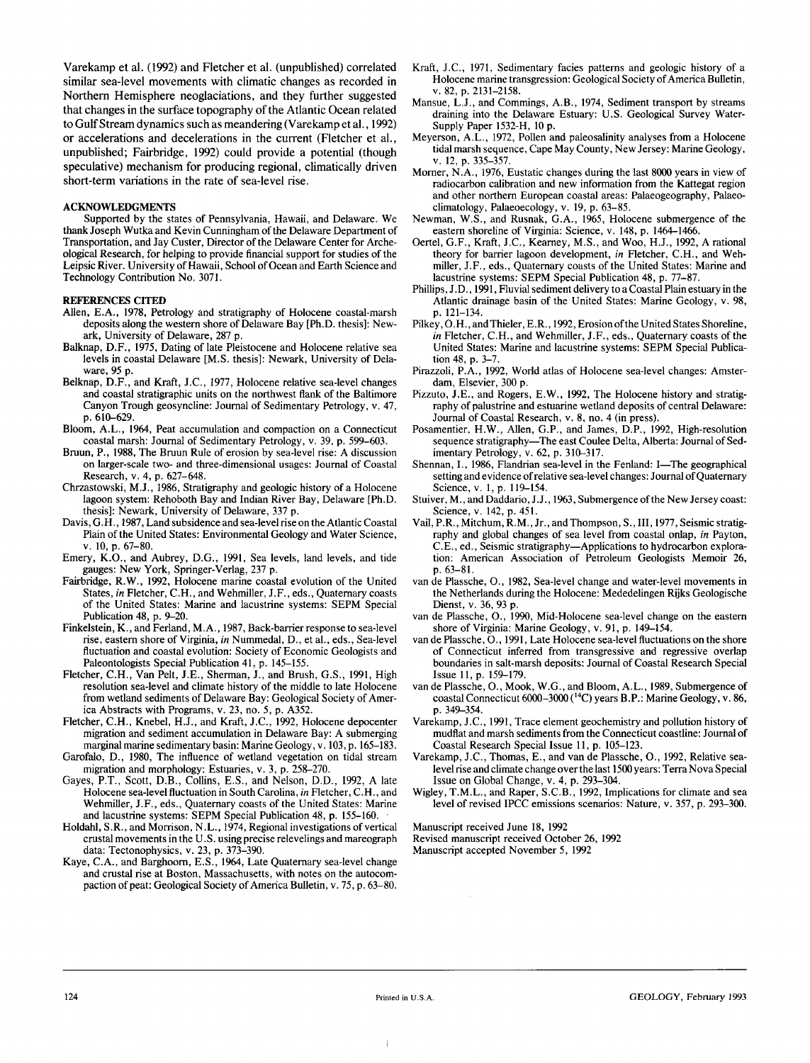Varekamp et al. (1992) and Fletcher et al. (unpublished) correlated similar sea-level movements with climatic changes as recorded in Northern Hemisphere neoglaciations, and they further suggested that changes in the surface topography of the Atlantic Ocean related to Gulf Stream dynamics such as meandering (Varekamp et al., 1992) or accelerations and decelerations in the current (Fletcher et al., unpublished; Fairbridge, 1992) could provide a potential (though speculative) mechanism for producing regional, climatically driven short-term variations in the rate of sea-level rise.

## ACKNOWLEDGMENTS

Supported by the states of Pennsylvania, Hawaii, and Delaware. We thank Joseph Wutka and Kevin Cunningham of the Delaware Department of Transportation, and Jay Custer, Director of the Delaware Center for Archeological Research, for helping to provide financial support for studies of the Leipsic River. University of Hawaii, School of Ocean and Earth Science and Technology Contribution No. 3071.

## REFERENCES CITED

Allen, E.A., 1978, Petrology and stratigraphy of Holocene coastal-marsh deposits along the western shore of Delaware Bay [Ph.D. thesis]: Newark, University of Delaware, 287 p.

Balknap, D.F., 1975, Dating of late Pleistocene and Holocene relative sea levels in coastal Delaware [M.S. thesis]: Newark, University of Delaware, 95 p.

Belknap, D.F., and Kraft, J.C., 1977, Holocene relative sea-level changes and coastal stratigraphic units on the northwest flank of the Baltimore Canyon Trough geosyncline: Journal of Sedimentary Petrology, v. 47, p. 610–629.

Bloom, A.L., 1964, Peat accumulation and compaction on a Connecticut coastal marsh: Journal of Sedimentary Petrology, v. 39, p. 599–603.

Bruun, P., 1988, The Bruun Rule of erosion by sea-level rise: A discussion on larger-scale two- and three-dimensional usages: Journal of Coastal Research, v. 4, p. 627–648.

Chrzastowski, M.J., 1986, Stratigraphy and geologic history of a Holocene lagoon system: Rehoboth Bay and Indian River Bay, Delaware [Ph.D. thesis]: Newark, University of Delaware, 337 p.

Davis, G.H., 1987, Land subsidence and sea-level rise on the Atlantic Coastal Plain of the United States: Environmental Geology and Water Science, v. 10, p. 67–80.

Emery, K.O., and Aubrey, D.G., 1991, Sea levels, land levels, and tide gauges: New York, Springer-Verlag, 237 p.

Fairbridge, R.W., 1992, Holocene marine coastal evolution of the United States, *in* Fletcher, C.H., and Wehmiller, J.F., eds., Quaternary coasts of the United States: Marine and lacustrine systems: SEPM Special Publication 48, p. 9–20.

Finkelstein, K., and Ferland, M.A., 1987, Back-barrier response to sea-level rise, eastern shore of Virginia, *in* Nummedal, D., et al., eds., Sea-level fluctuation and coastal evolution: Society of Economic Geologists and Paleontologists Special Publication 41, p. 145–155.

Fletcher, C.H., Van Pelt, J.E., Sherman, J., and Brush, G.S., 1991, High resolution sea-level and climate history of the middle to late Holocene from wetland sediments of Delaware Bay: Geological Society of America Abstracts with Programs, v. 23, no. 5, p. A352.

Fletcher, C.H., Knebel, H.J., and Kraft, J.C., 1992, Holocene depocenter migration and sediment accumulation in Delaware Bay: A submerging marginal marine sedimentary basin: Marine Geology, v. 103, p. 165–183.

Garofalo, D., 1980, The influence of wetland vegetation on tidal stream migration and morphology: Estuaries, v. 3, p. 258–270.

Gayes, P.T., Scott, D.B., Collins, E.S., and Nelson, D.D., 1992, A late Holocene sea-level fluctuation in South Carolina, *in* Fletcher, C.H., and Wehmiller, J.F., eds., Quaternary coasts of the United States: Marine and lacustrine systems: SEPM Special Publication 48, p. 155–160.

Holdahl, S.R., and Morrison, N.L., 1974, Regional investigations of vertical crustal movements in the U.S. using precise relevelings and mareograph data: Tectonophysics, v. 23, p. 373–390.

Kaye, C.A., and Barghoorn, E.S., 1964, Late Quaternary sea-level change and crustal rise at Boston, Massachusetts, with notes on the autocompaction of peat: Geological Society of America Bulletin, v. 75, p. 63–80.

Kraft, J.C., 1971, Sedimentary facies patterns and geologic history of a Holocene marine transgression: Geological Society of America Bulletin, v. 82, p. 2131–2158.

Mansue, L.J., and Commings, A.B., 1974, Sediment transport by streams draining into the Delaware Estuary: U.S. Geological Survey Water-Supply Paper 1532-H, 10 p.

Meyerson, A.L., 1972, Pollen and paleosalinity analyses from a Holocene tidal marsh sequence, Cape May County, New Jersey: Marine Geology, v. 12, p. 335–357.

Morner, N.A., 1976, Eustatic changes during the last 8000 years in view of radiocarbon calibration and new information from the Kattegat region and other northern European coastal areas: Palaeogeography, Palaeoclimatology, Palaeoecology, v. 19, p. 63–85.

Newman, W.S., and Rusnak, G.A., 1965, Holocene submergence of the eastern shoreline of Virginia: Science, v. 148, p. 1464–1466.

Oertel, G.F., Kraft, J.C., Kearney, M.S., and Woo, H.J., 1992, A rational theory for barrier lagoon development, *in* Fletcher, C.H., and Wehmiller, J.F., eds., Quaternary coasts of the United States: Marine and lacustrine systems: SEPM Special Publication 48, p. 77–87.

Phillips, J.D., 1991, Fluvial sediment delivery to a Coastal Plain estuary in the Atlantic drainage basin of the United States: Marine Geology, v. 98, p. 121–134.

Pilkey, O.H., and Thieler, E.R., 1992, Erosion of the United States Shoreline, *in* Fletcher, C.H., and Wehmiller, J.F., eds., Quaternary coasts of the United States: Marine and lacustrine systems: SEPM Special Publication 48, p. 3–7.

Pirazzoli, P.A., 1992, World atlas of Holocene sea-level changes: Amsterdam, Elsevier, 300 p.

Pizzuto, J.E., and Rogers, E.W., 1992, The Holocene history and stratigraphy of palustrine and estuarine wetland deposits of central Delaware: Journal of Coastal Research, v. 8, no. 4 (in press).

Posamentier, H.W., Allen, G.P., and James, D.P., 1992, High-resolution sequence stratigraphy—The east Coulee Delta, Alberta: Journal of Sedimentary Petrology, v. 62, p. 310–317.

Shennan, I., 1986, Flandrian sea-level in the Fenland: I—The geographical setting and evidence of relative sea-level changes: Journal of Quaternary Science, v. 1, p. 119–154.

Stuiver, M., and Daddario, J.J., 1963, Submergence of the New Jersey coast: Science, v. 142, p. 451.

Vail, P.R., Mitchum, R.M., Jr., and Thompson, S., III, 1977, Seismic stratigraphy and global changes of sea level from coastal onlap, *in* Payton, C.E., ed., Seismic stratigraphy—Applications to hydrocarbon exploration: American Association of Petroleum Geologists Memoir 26, p. 63–81.

van de Plassche, O., 1982, Sea-level change and water-level movements in the Netherlands during the Holocene: Mededelingen Rijks Geologische Dienst, v. 36, 93 p.

van de Plassche, O., 1990, Mid-Holocene sea-level change on the eastern shore of Virginia: Marine Geology, v. 91, p. 149–154.

van de Plassche, O., 1991, Late Holocene sea-level fluctuations on the shore of Connecticut inferred from transgressive and regressive overlap boundaries in salt-marsh deposits: Journal of Coastal Research Special Issue 11, p. 159–179.

van de Plassche, O., Mook, W.G., and Bloom, A.L., 1989, Submergence of coastal Connecticut 6000–3000 ($^{14}$C) years B.P.: Marine Geology, v. 86, p. 349–354.

Varekamp, J.C., 1991, Trace element geochemistry and pollution history of mudflat and marsh sediments from the Connecticut coastline: Journal of Coastal Research Special Issue 11, p. 105–123.

Varekamp, J.C., Thomas, E., and van de Plassche, O., 1992, Relative sea-level rise and climate change over the last 1500 years: Terra Nova Special Issue on Global Change, v. 4, p. 293–304.

Wigley, T.M.L., and Raper, S.C.B., 1992, Implications for climate and sea level of revised IPCC emissions scenarios: Nature, v. 357, p. 293–300.

Manuscript received June 18, 1992
Revised manuscript received October 26, 1992
Manuscript accepted November 5, 1992